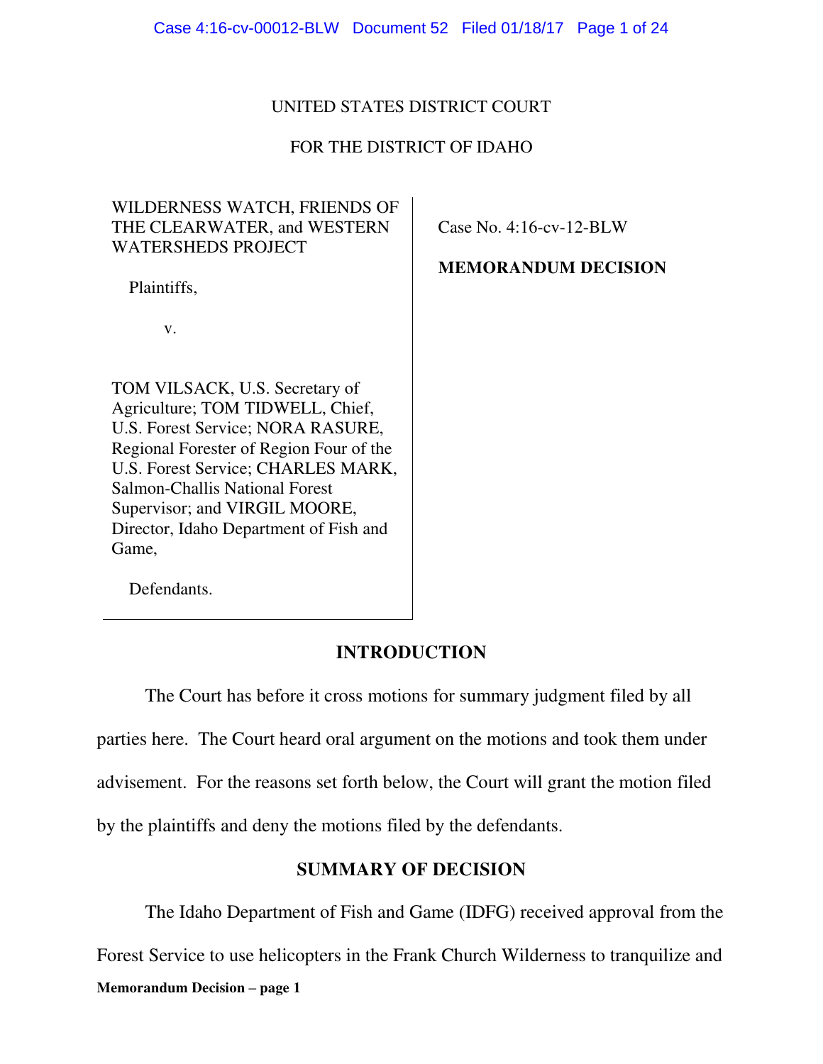UNITED STATES DISTRICT COURT

FOR THE DISTRICT OF IDAHO

WILDERNESS WATCH, FRIENDS OF THE CLEARWATER, and WESTERN WATERSHEDS PROJECT

Plaintiffs,

v.

TOM VILSACK, U.S. Secretary of Agriculture; TOM TIDWELL, Chief, U.S. Forest Service; NORA RASURE, Regional Forester of Region Four of the U.S. Forest Service; CHARLES MARK, Salmon-Challis National Forest Supervisor; and VIRGIL MOORE, Director, Idaho Department of Fish and Game,

Defendants.

Case No. 4:16-cv-12-BLW

**MEMORANDUM DECISION**

## INTRODUCTION

The Court has before it cross motions for summary judgment filed by all parties here. The Court heard oral argument on the motions and took them under advisement. For the reasons set forth below, the Court will grant the motion filed by the plaintiffs and deny the motions filed by the defendants.

## SUMMARY OF DECISION

The Idaho Department of Fish and Game (IDFG) received approval from the Forest Service to use helicopters in the Frank Church Wilderness to tranquilize and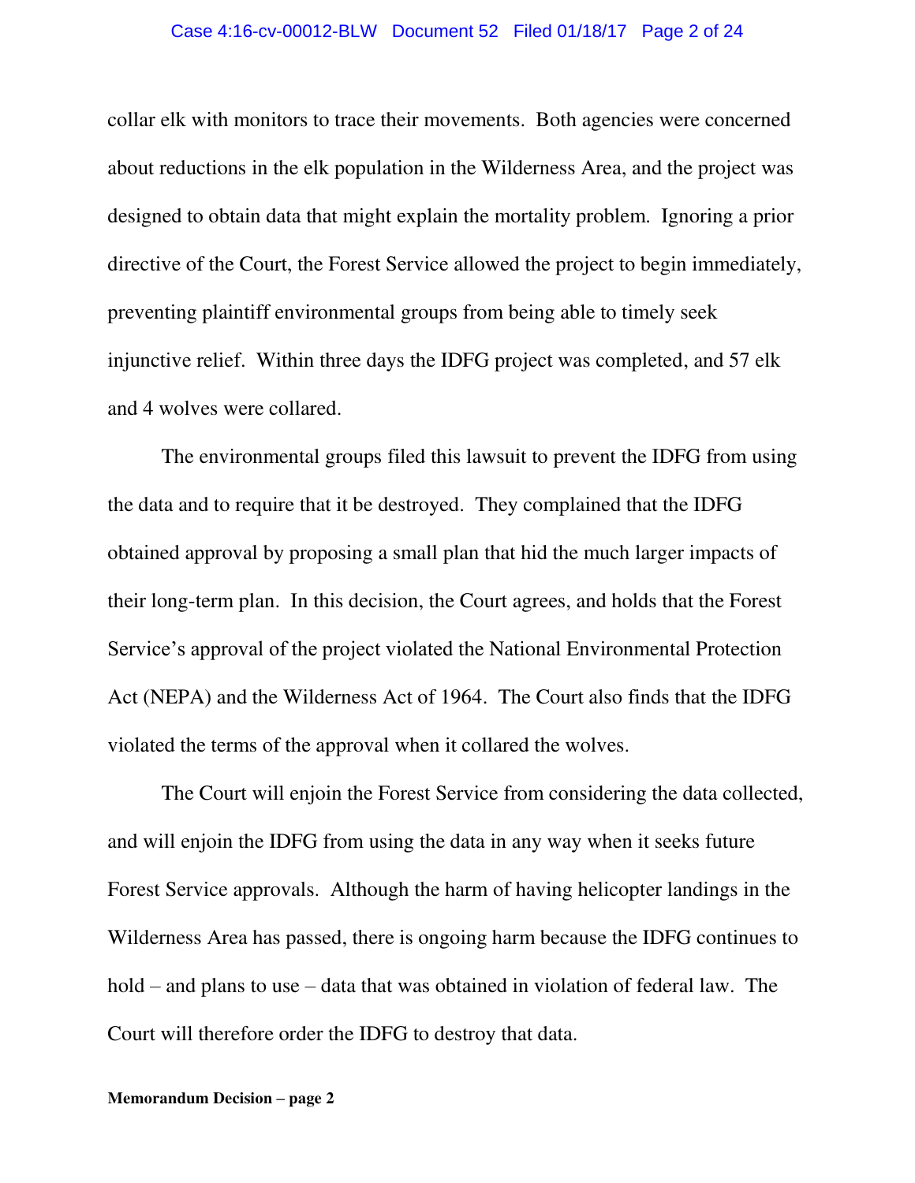collar elk with monitors to trace their movements. Both agencies were concerned about reductions in the elk population in the Wilderness Area, and the project was designed to obtain data that might explain the mortality problem. Ignoring a prior directive of the Court, the Forest Service allowed the project to begin immediately, preventing plaintiff environmental groups from being able to timely seek injunctive relief. Within three days the IDFG project was completed, and 57 elk and 4 wolves were collared.

The environmental groups filed this lawsuit to prevent the IDFG from using the data and to require that it be destroyed. They complained that the IDFG obtained approval by proposing a small plan that hid the much larger impacts of their long-term plan. In this decision, the Court agrees, and holds that the Forest Service's approval of the project violated the National Environmental Protection Act (NEPA) and the Wilderness Act of 1964. The Court also finds that the IDFG violated the terms of the approval when it collared the wolves.

The Court will enjoin the Forest Service from considering the data collected, and will enjoin the IDFG from using the data in any way when it seeks future Forest Service approvals. Although the harm of having helicopter landings in the Wilderness Area has passed, there is ongoing harm because the IDFG continues to hold – and plans to use – data that was obtained in violation of federal law. The Court will therefore order the IDFG to destroy that data.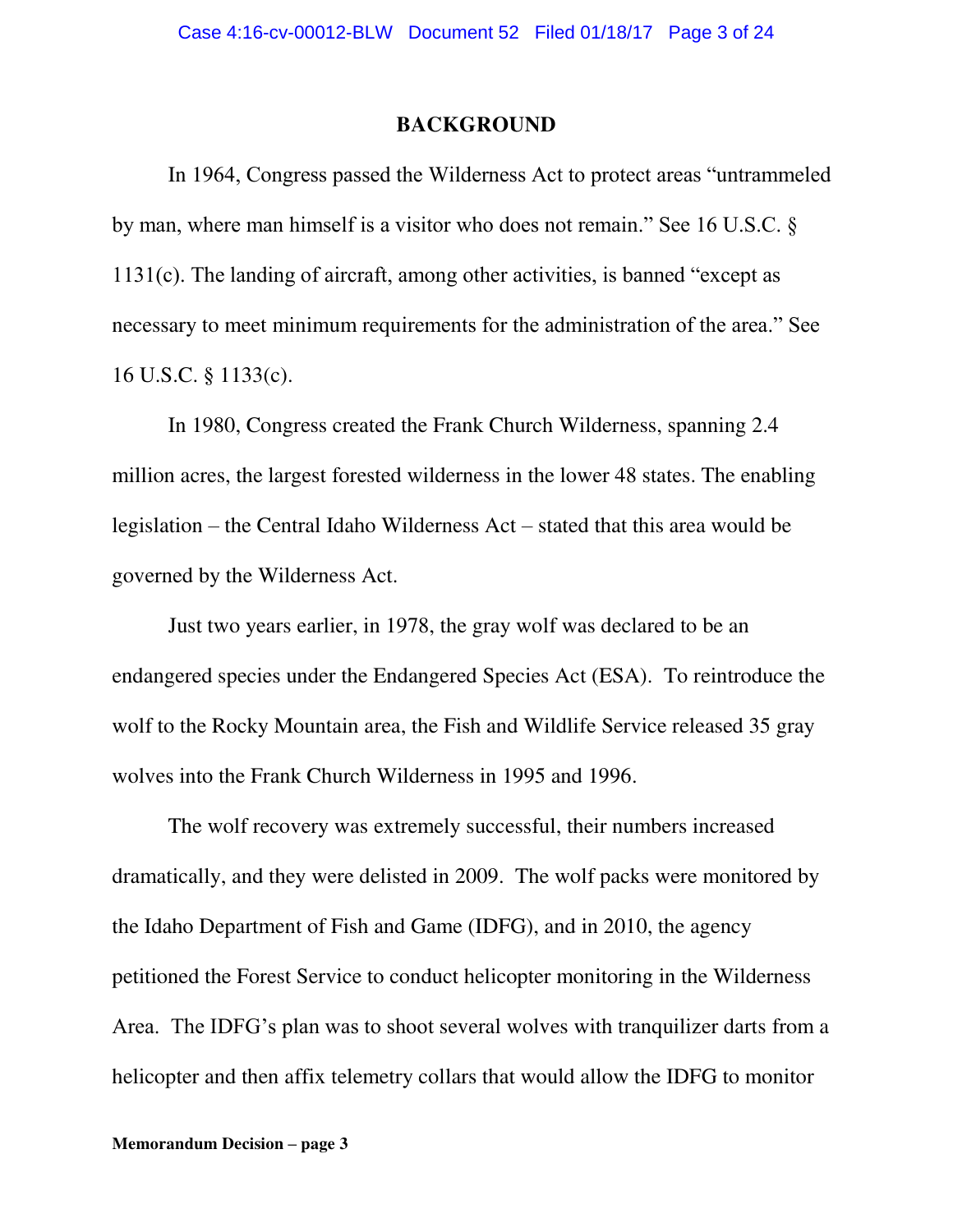## BACKGROUND

In 1964, Congress passed the Wilderness Act to protect areas "untrammeled by man, where man himself is a visitor who does not remain." See 16 U.S.C. § 1131(c). The landing of aircraft, among other activities, is banned "except as necessary to meet minimum requirements for the administration of the area." See 16 U.S.C. § 1133(c).

In 1980, Congress created the Frank Church Wilderness, spanning 2.4 million acres, the largest forested wilderness in the lower 48 states. The enabling legislation – the Central Idaho Wilderness Act – stated that this area would be governed by the Wilderness Act.

Just two years earlier, in 1978, the gray wolf was declared to be an endangered species under the Endangered Species Act (ESA). To reintroduce the wolf to the Rocky Mountain area, the Fish and Wildlife Service released 35 gray wolves into the Frank Church Wilderness in 1995 and 1996.

The wolf recovery was extremely successful, their numbers increased dramatically, and they were delisted in 2009. The wolf packs were monitored by the Idaho Department of Fish and Game (IDFG), and in 2010, the agency petitioned the Forest Service to conduct helicopter monitoring in the Wilderness Area. The IDFG's plan was to shoot several wolves with tranquilizer darts from a helicopter and then affix telemetry collars that would allow the IDFG to monitor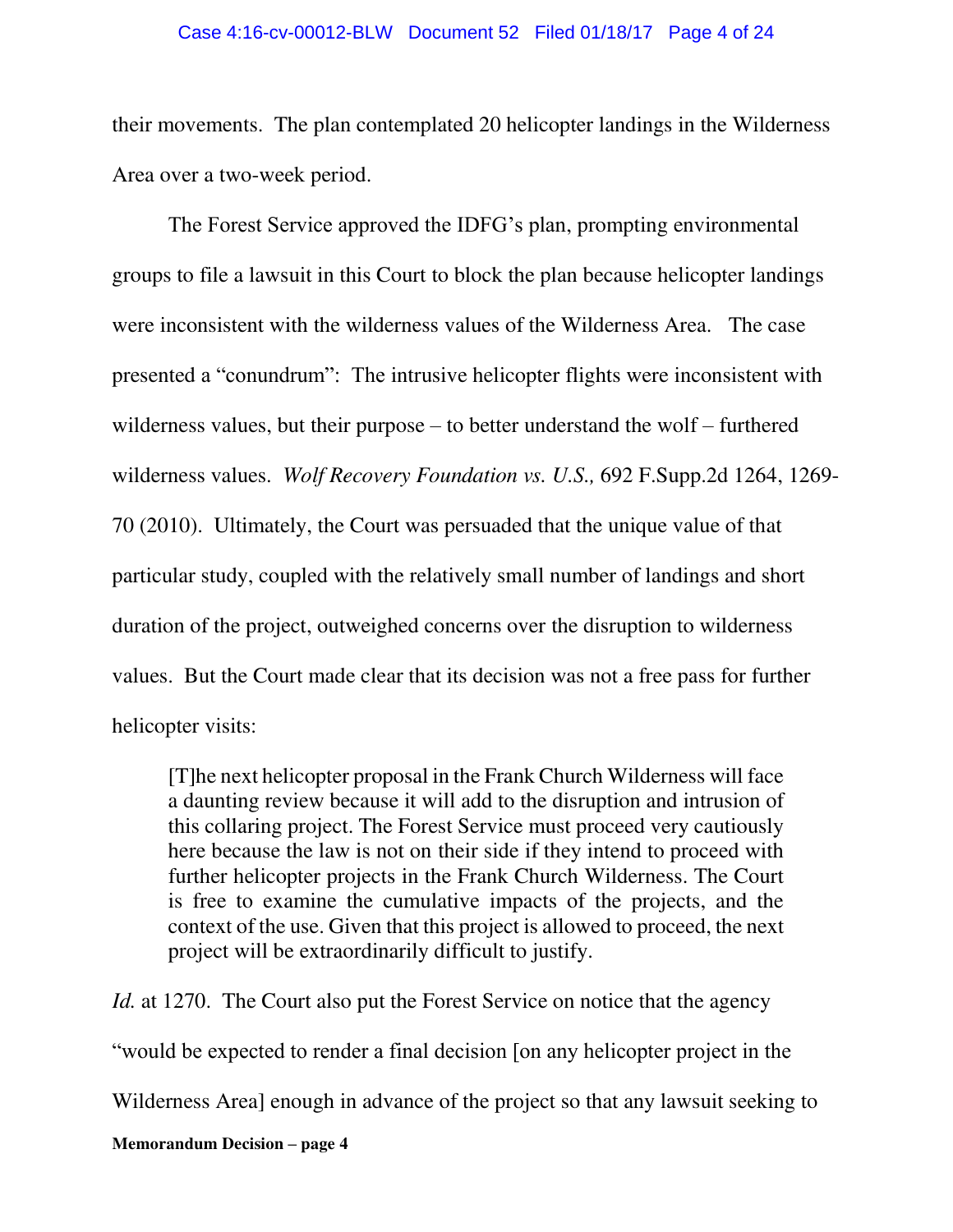their movements. The plan contemplated 20 helicopter landings in the Wilderness Area over a two-week period.

The Forest Service approved the IDFG's plan, prompting environmental groups to file a lawsuit in this Court to block the plan because helicopter landings were inconsistent with the wilderness values of the Wilderness Area. The case presented a "conundrum": The intrusive helicopter flights were inconsistent with wilderness values, but their purpose – to better understand the wolf – furthered wilderness values. *Wolf Recovery Foundation vs. U.S.,* 692 F.Supp.2d 1264, 1269-70 (2010). Ultimately, the Court was persuaded that the unique value of that particular study, coupled with the relatively small number of landings and short duration of the project, outweighed concerns over the disruption to wilderness values. But the Court made clear that its decision was not a free pass for further helicopter visits:

> [T]he next helicopter proposal in the Frank Church Wilderness will face a daunting review because it will add to the disruption and intrusion of this collaring project. The Forest Service must proceed very cautiously here because the law is not on their side if they intend to proceed with further helicopter projects in the Frank Church Wilderness. The Court is free to examine the cumulative impacts of the projects, and the context of the use. Given that this project is allowed to proceed, the next project will be extraordinarily difficult to justify.

*Id.* at 1270. The Court also put the Forest Service on notice that the agency "would be expected to render a final decision [on any helicopter project in the Wilderness Area] enough in advance of the project so that any lawsuit seeking to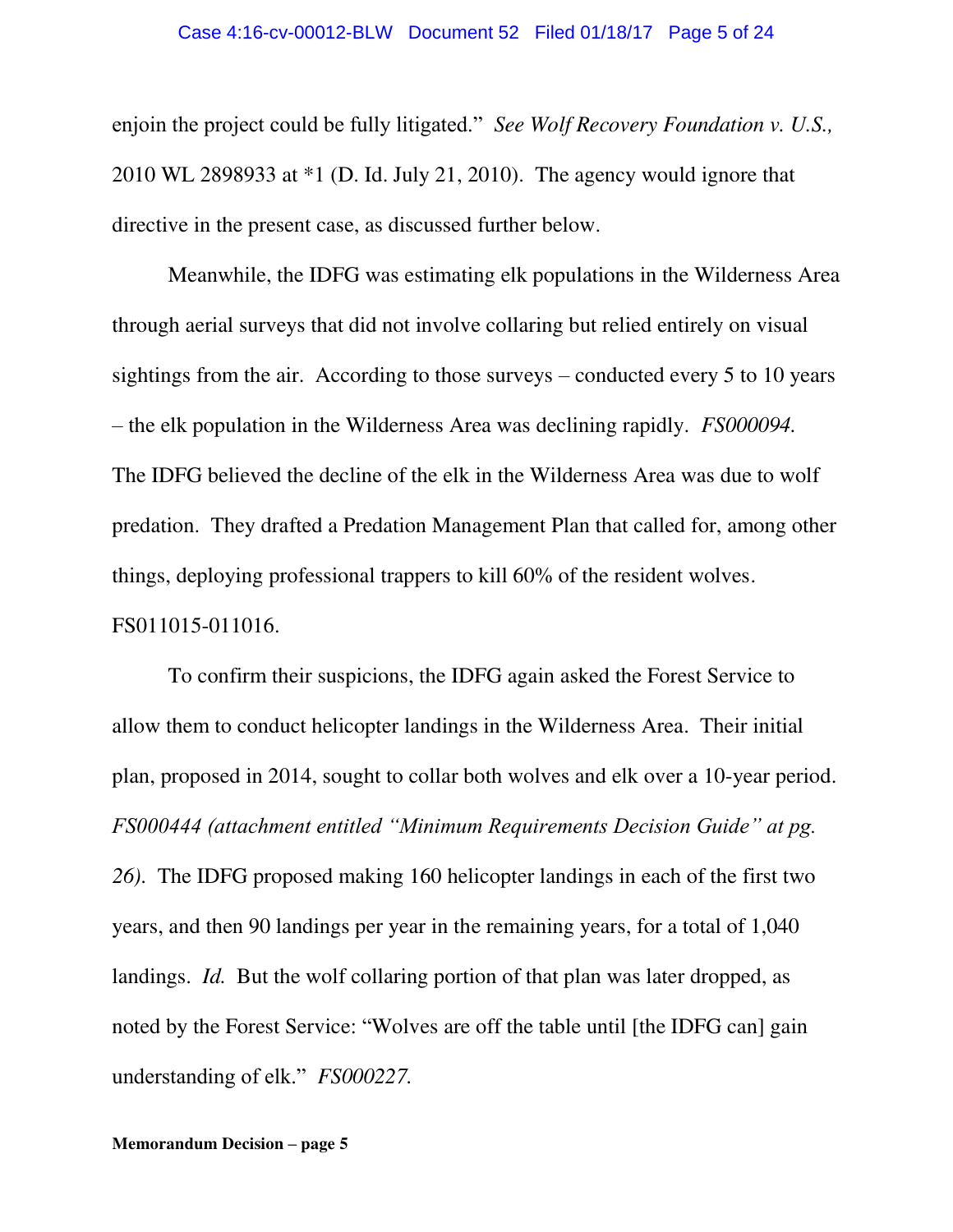enjoin the project could be fully litigated." *See Wolf Recovery Foundation v. U.S.,* 2010 WL 2898933 at *1 (D. Id. July 21, 2010). The agency would ignore that directive in the present case, as discussed further below.

Meanwhile, the IDFG was estimating elk populations in the Wilderness Area through aerial surveys that did not involve collaring but relied entirely on visual sightings from the air. According to those surveys – conducted every 5 to 10 years – the elk population in the Wilderness Area was declining rapidly. *FS000094.* The IDFG believed the decline of the elk in the Wilderness Area was due to wolf predation. They drafted a Predation Management Plan that called for, among other things, deploying professional trappers to kill 60% of the resident wolves. FS011015-011016.

To confirm their suspicions, the IDFG again asked the Forest Service to allow them to conduct helicopter landings in the Wilderness Area. Their initial plan, proposed in 2014, sought to collar both wolves and elk over a 10-year period. *FS000444 (attachment entitled "Minimum Requirements Decision Guide" at pg. 26).* The IDFG proposed making 160 helicopter landings in each of the first two years, and then 90 landings per year in the remaining years, for a total of 1,040 landings. *Id.* But the wolf collaring portion of that plan was later dropped, as noted by the Forest Service: "Wolves are off the table until [the IDFG can] gain understanding of elk." *FS000227.*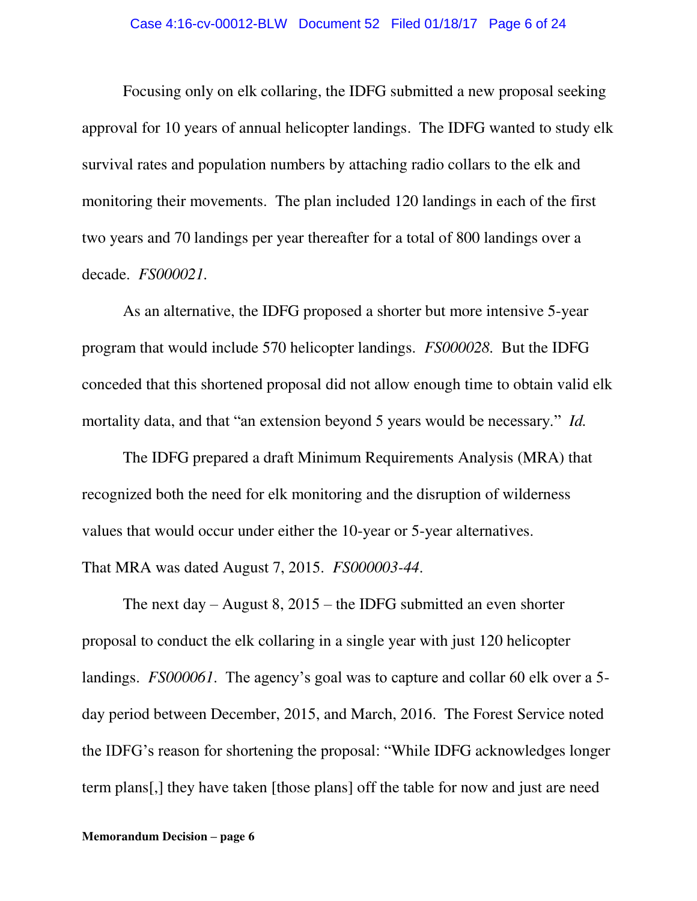Focusing only on elk collaring, the IDFG submitted a new proposal seeking approval for 10 years of annual helicopter landings. The IDFG wanted to study elk survival rates and population numbers by attaching radio collars to the elk and monitoring their movements. The plan included 120 landings in each of the first two years and 70 landings per year thereafter for a total of 800 landings over a decade. *FS000021*.

As an alternative, the IDFG proposed a shorter but more intensive 5-year program that would include 570 helicopter landings. *FS000028*. But the IDFG conceded that this shortened proposal did not allow enough time to obtain valid elk mortality data, and that "an extension beyond 5 years would be necessary." *Id.*

The IDFG prepared a draft Minimum Requirements Analysis (MRA) that recognized both the need for elk monitoring and the disruption of wilderness values that would occur under either the 10-year or 5-year alternatives. That MRA was dated August 7, 2015. *FS000003-44*.

The next day – August 8, 2015 – the IDFG submitted an even shorter proposal to conduct the elk collaring in a single year with just 120 helicopter landings. *FS000061*. The agency's goal was to capture and collar 60 elk over a 5-day period between December, 2015, and March, 2016. The Forest Service noted the IDFG's reason for shortening the proposal: "While IDFG acknowledges longer term plans[,] they have taken [those plans] off the table for now and just are need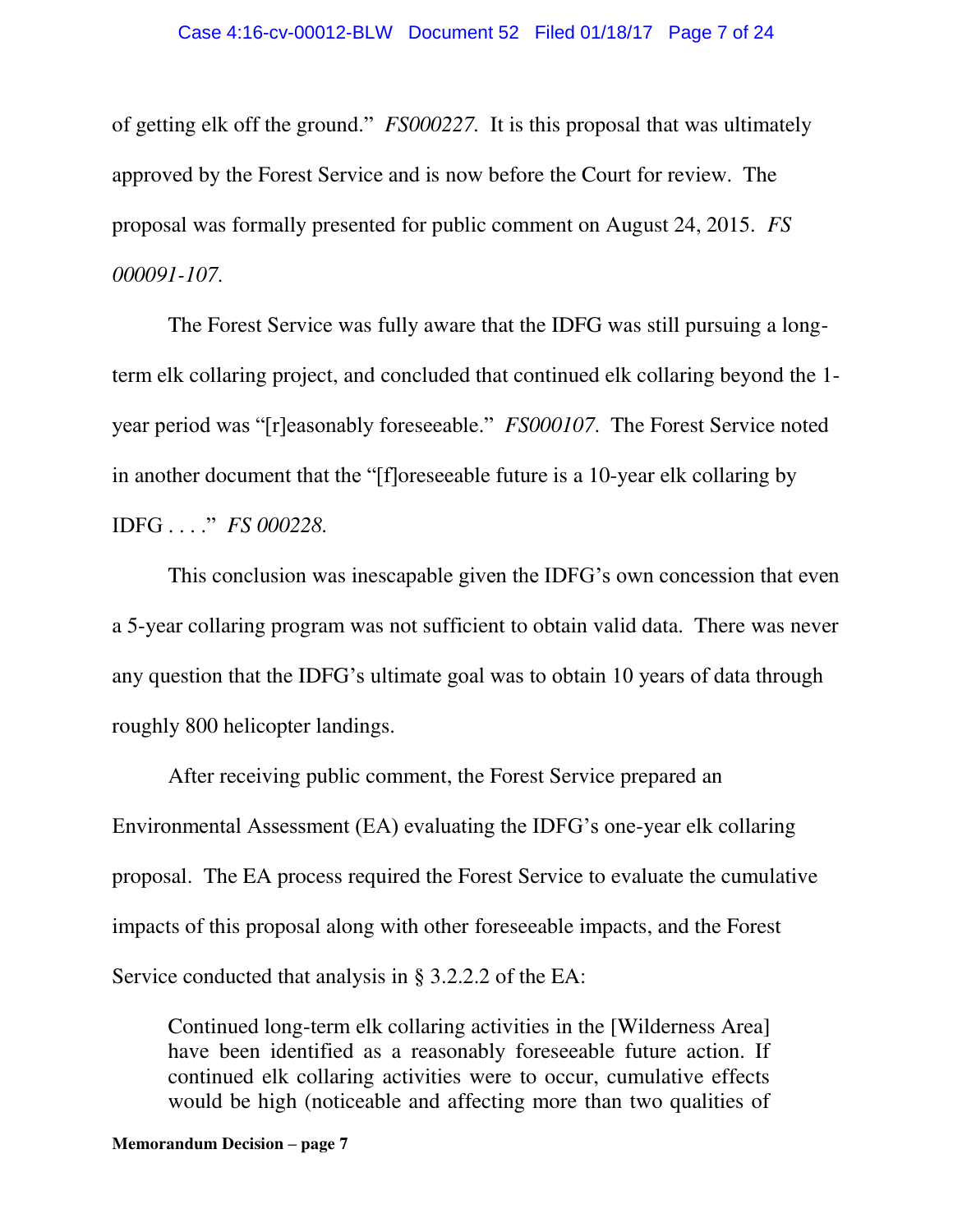of getting elk off the ground." *FS000227*. It is this proposal that was ultimately approved by the Forest Service and is now before the Court for review. The proposal was formally presented for public comment on August 24, 2015. *FS 000091-107*.

The Forest Service was fully aware that the IDFG was still pursuing a long-term elk collaring project, and concluded that continued elk collaring beyond the 1-year period was "[r]easonably foreseeable." *FS000107*. The Forest Service noted in another document that the "[f]oreseeable future is a 10-year elk collaring by IDFG . . . ." *FS 000228*.

This conclusion was inescapable given the IDFG's own concession that even a 5-year collaring program was not sufficient to obtain valid data. There was never any question that the IDFG's ultimate goal was to obtain 10 years of data through roughly 800 helicopter landings.

After receiving public comment, the Forest Service prepared an Environmental Assessment (EA) evaluating the IDFG's one-year elk collaring proposal. The EA process required the Forest Service to evaluate the cumulative impacts of this proposal along with other foreseeable impacts, and the Forest Service conducted that analysis in § 3.2.2.2 of the EA:

> Continued long-term elk collaring activities in the [Wilderness Area] have been identified as a reasonably foreseeable future action. If continued elk collaring activities were to occur, cumulative effects would be high (noticeable and affecting more than two qualities of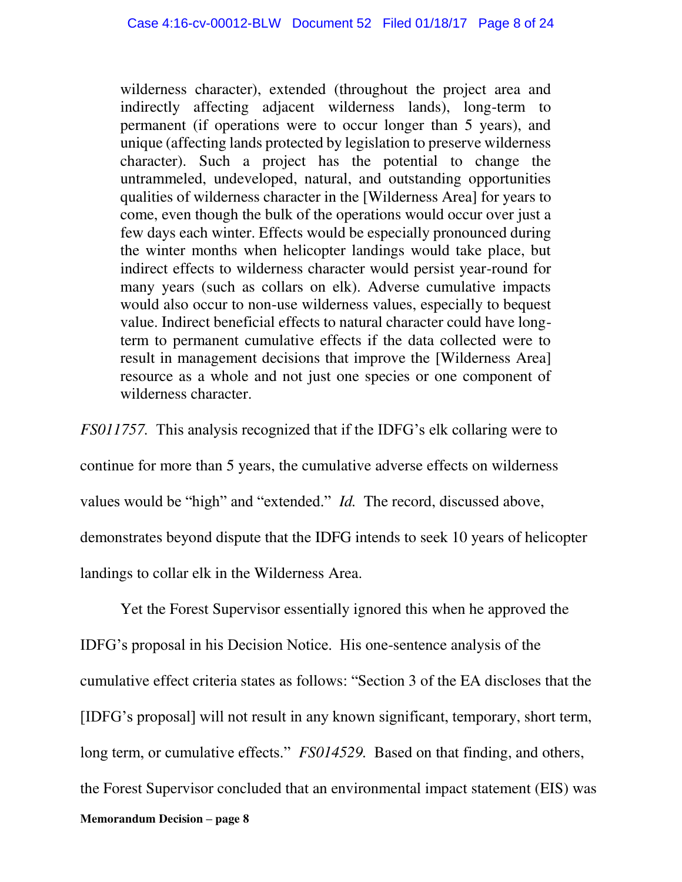> wilderness character), extended (throughout the project area and indirectly affecting adjacent wilderness lands), long-term to permanent (if operations were to occur longer than 5 years), and unique (affecting lands protected by legislation to preserve wilderness character). Such a project has the potential to change the untrammeled, undeveloped, natural, and outstanding opportunities qualities of wilderness character in the [Wilderness Area] for years to come, even though the bulk of the operations would occur over just a few days each winter. Effects would be especially pronounced during the winter months when helicopter landings would take place, but indirect effects to wilderness character would persist year-round for many years (such as collars on elk). Adverse cumulative impacts would also occur to non-use wilderness values, especially to bequest value. Indirect beneficial effects to natural character could have long-term to permanent cumulative effects if the data collected were to result in management decisions that improve the [Wilderness Area] resource as a whole and not just one species or one component of wilderness character.

*FS011757.* This analysis recognized that if the IDFG's elk collaring were to continue for more than 5 years, the cumulative adverse effects on wilderness values would be "high" and "extended." *Id.* The record, discussed above, demonstrates beyond dispute that the IDFG intends to seek 10 years of helicopter landings to collar elk in the Wilderness Area.

Yet the Forest Supervisor essentially ignored this when he approved the IDFG's proposal in his Decision Notice. His one-sentence analysis of the cumulative effect criteria states as follows: "Section 3 of the EA discloses that the [IDFG's proposal] will not result in any known significant, temporary, short term, long term, or cumulative effects." *FS014529.* Based on that finding, and others, the Forest Supervisor concluded that an environmental impact statement (EIS) was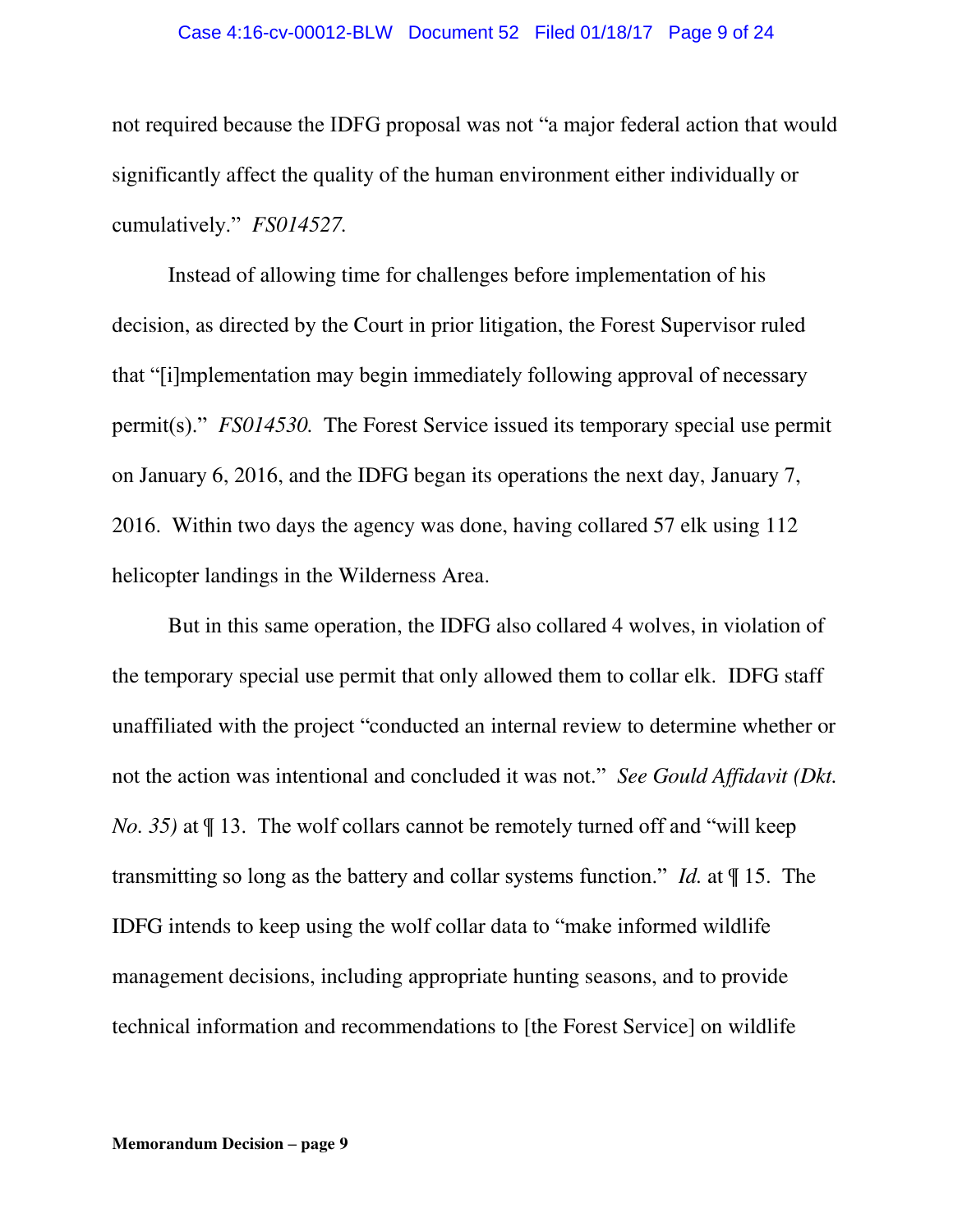not required because the IDFG proposal was not "a major federal action that would significantly affect the quality of the human environment either individually or cumulatively." *FS014527.*

Instead of allowing time for challenges before implementation of his decision, as directed by the Court in prior litigation, the Forest Supervisor ruled that "[i]mplementation may begin immediately following approval of necessary permit(s)." *FS014530.* The Forest Service issued its temporary special use permit on January 6, 2016, and the IDFG began its operations the next day, January 7, 2016. Within two days the agency was done, having collared 57 elk using 112 helicopter landings in the Wilderness Area.

But in this same operation, the IDFG also collared 4 wolves, in violation of the temporary special use permit that only allowed them to collar elk. IDFG staff unaffiliated with the project "conducted an internal review to determine whether or not the action was intentional and concluded it was not." *See Gould Affidavit (Dkt. No. 35)* at ¶ 13. The wolf collars cannot be remotely turned off and "will keep transmitting so long as the battery and collar systems function." *Id.* at ¶ 15. The IDFG intends to keep using the wolf collar data to "make informed wildlife management decisions, including appropriate hunting seasons, and to provide technical information and recommendations to [the Forest Service] on wildlife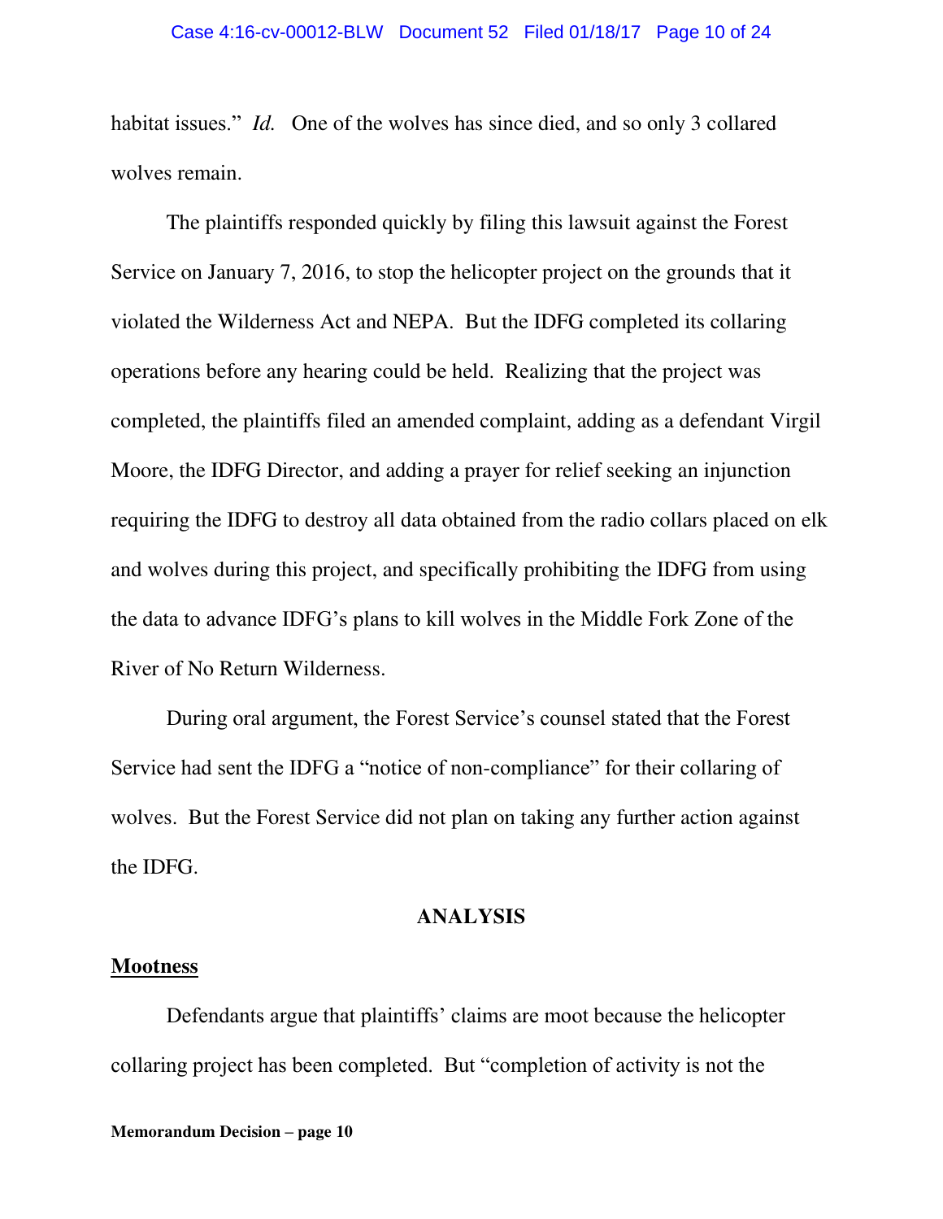habitat issues." *Id.* One of the wolves has since died, and so only 3 collared wolves remain.

The plaintiffs responded quickly by filing this lawsuit against the Forest Service on January 7, 2016, to stop the helicopter project on the grounds that it violated the Wilderness Act and NEPA. But the IDFG completed its collaring operations before any hearing could be held. Realizing that the project was completed, the plaintiffs filed an amended complaint, adding as a defendant Virgil Moore, the IDFG Director, and adding a prayer for relief seeking an injunction requiring the IDFG to destroy all data obtained from the radio collars placed on elk and wolves during this project, and specifically prohibiting the IDFG from using the data to advance IDFG's plans to kill wolves in the Middle Fork Zone of the River of No Return Wilderness.

During oral argument, the Forest Service's counsel stated that the Forest Service had sent the IDFG a "notice of non-compliance" for their collaring of wolves. But the Forest Service did not plan on taking any further action against the IDFG.

## ANALYSIS

### Mootness

Defendants argue that plaintiffs' claims are moot because the helicopter collaring project has been completed. But "completion of activity is not the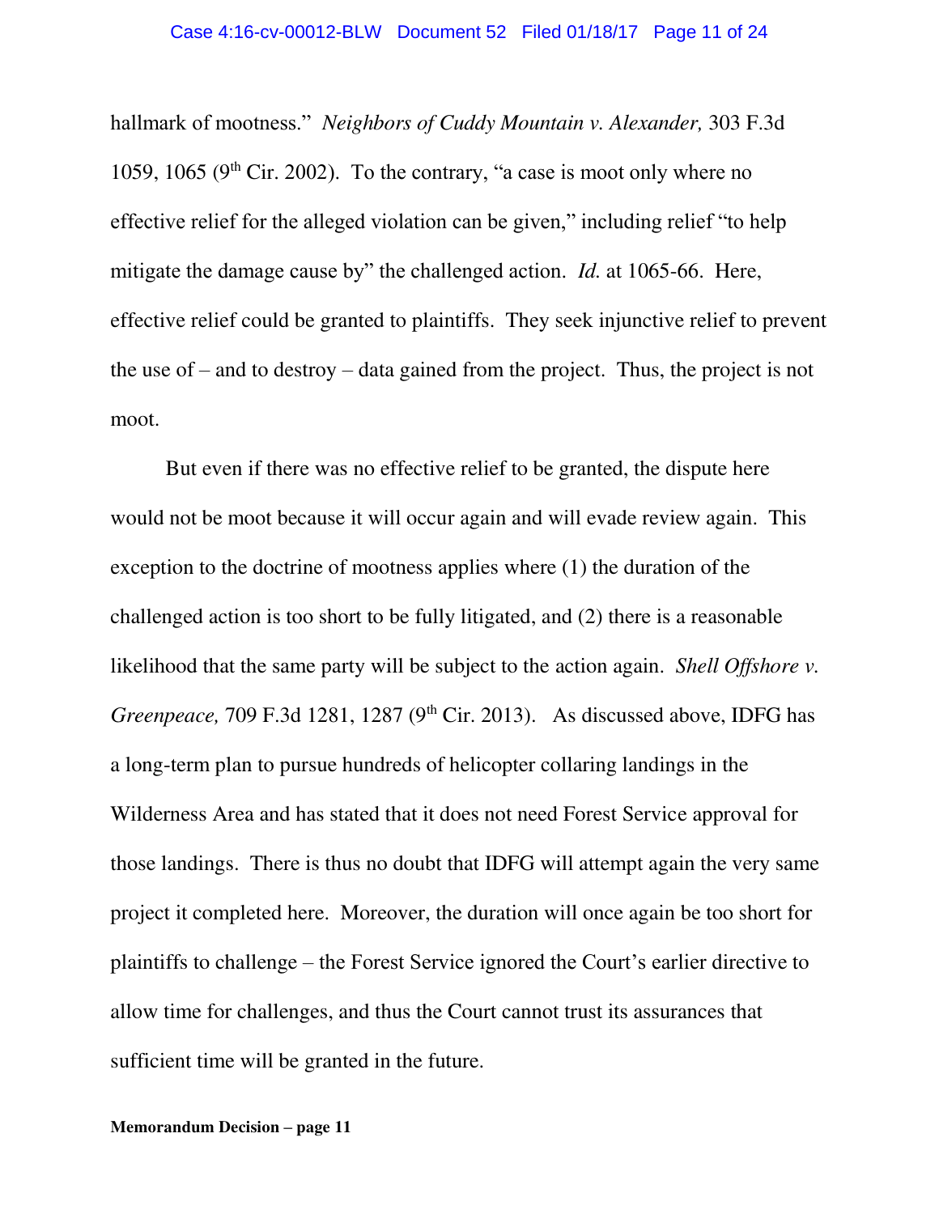hallmark of mootness." *Neighbors of Cuddy Mountain v. Alexander,* 303 F.3d 1059, 1065 (9th Cir. 2002). To the contrary, "a case is moot only where no effective relief for the alleged violation can be given," including relief "to help mitigate the damage cause by" the challenged action. *Id.* at 1065-66. Here, effective relief could be granted to plaintiffs. They seek injunctive relief to prevent the use of – and to destroy – data gained from the project. Thus, the project is not moot.

But even if there was no effective relief to be granted, the dispute here would not be moot because it will occur again and will evade review again. This exception to the doctrine of mootness applies where (1) the duration of the challenged action is too short to be fully litigated, and (2) there is a reasonable likelihood that the same party will be subject to the action again. *Shell Offshore v. Greenpeace,* 709 F.3d 1281, 1287 (9th Cir. 2013). As discussed above, IDFG has a long-term plan to pursue hundreds of helicopter collaring landings in the Wilderness Area and has stated that it does not need Forest Service approval for those landings. There is thus no doubt that IDFG will attempt again the very same project it completed here. Moreover, the duration will once again be too short for plaintiffs to challenge – the Forest Service ignored the Court's earlier directive to allow time for challenges, and thus the Court cannot trust its assurances that sufficient time will be granted in the future.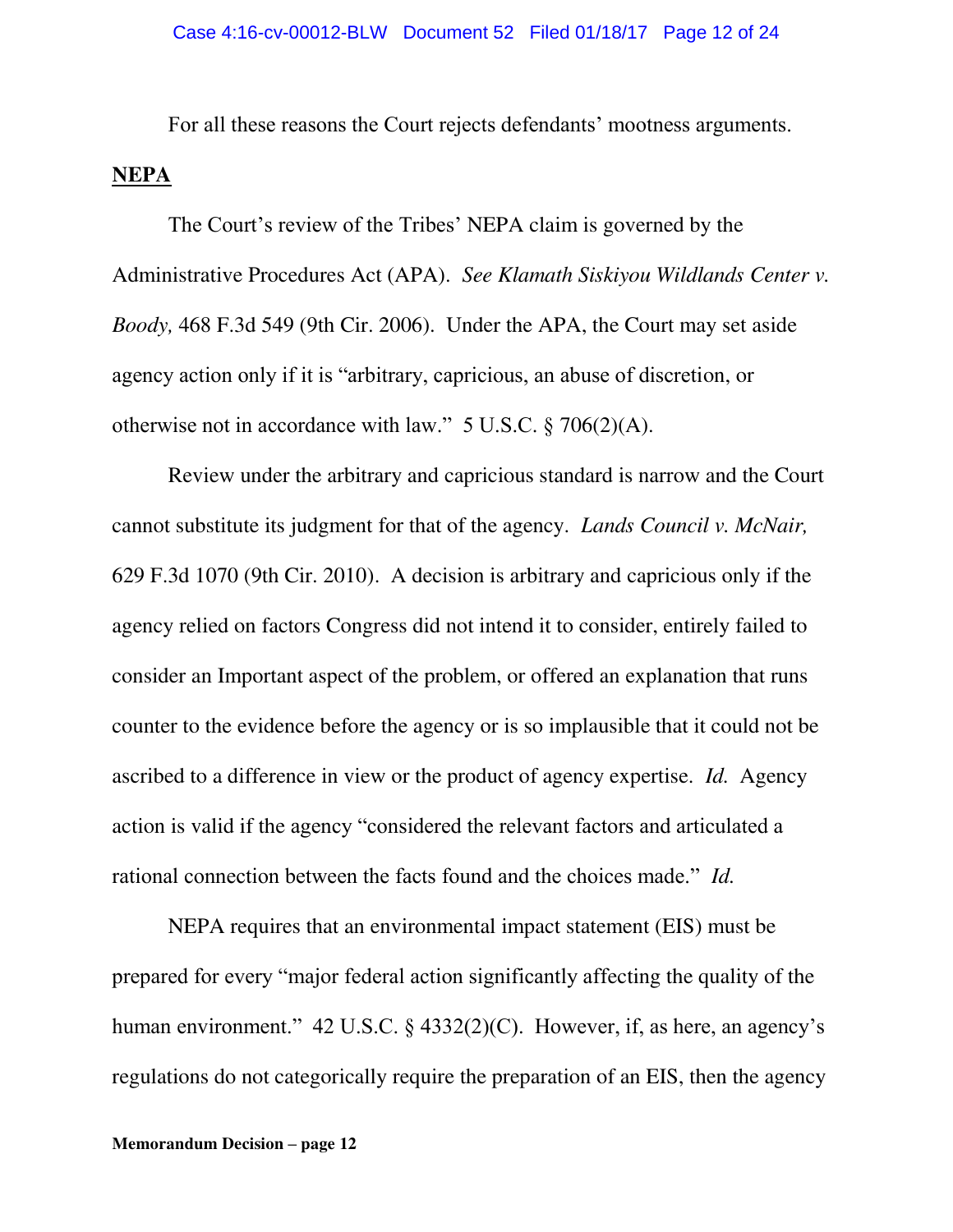For all these reasons the Court rejects defendants' mootness arguments.

**NEPA**

The Court's review of the Tribes' NEPA claim is governed by the Administrative Procedures Act (APA). *See Klamath Siskiyou Wildlands Center v. Boody,* 468 F.3d 549 (9th Cir. 2006). Under the APA, the Court may set aside agency action only if it is "arbitrary, capricious, an abuse of discretion, or otherwise not in accordance with law." 5 U.S.C. § 706(2)(A).

Review under the arbitrary and capricious standard is narrow and the Court cannot substitute its judgment for that of the agency. *Lands Council v. McNair,* 629 F.3d 1070 (9th Cir. 2010). A decision is arbitrary and capricious only if the agency relied on factors Congress did not intend it to consider, entirely failed to consider an Important aspect of the problem, or offered an explanation that runs counter to the evidence before the agency or is so implausible that it could not be ascribed to a difference in view or the product of agency expertise. *Id.* Agency action is valid if the agency "considered the relevant factors and articulated a rational connection between the facts found and the choices made." *Id.*

NEPA requires that an environmental impact statement (EIS) must be prepared for every "major federal action significantly affecting the quality of the human environment." 42 U.S.C. § 4332(2)(C). However, if, as here, an agency's regulations do not categorically require the preparation of an EIS, then the agency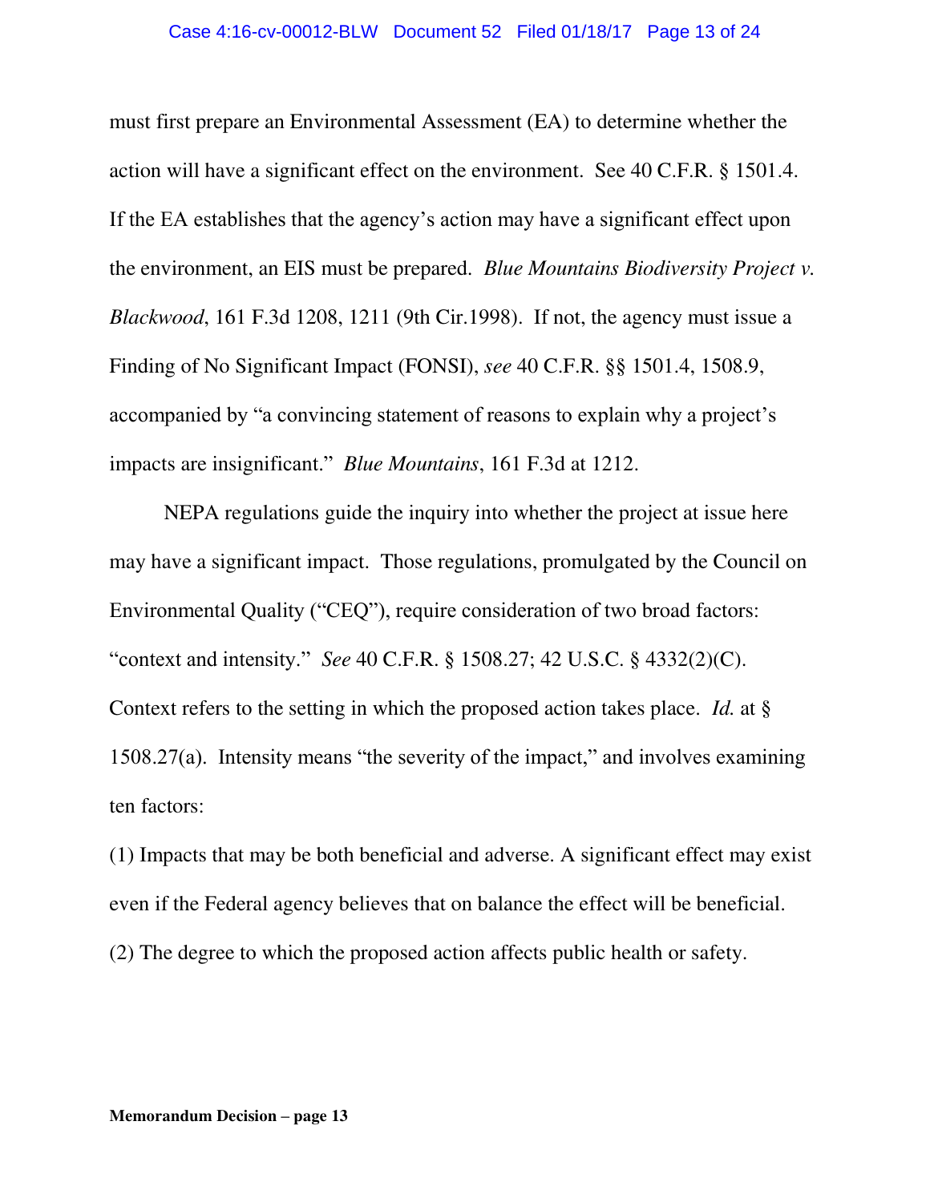must first prepare an Environmental Assessment (EA) to determine whether the action will have a significant effect on the environment. See 40 C.F.R. § 1501.4. If the EA establishes that the agency's action may have a significant effect upon the environment, an EIS must be prepared. *Blue Mountains Biodiversity Project v. Blackwood*, 161 F.3d 1208, 1211 (9th Cir.1998). If not, the agency must issue a Finding of No Significant Impact (FONSI), *see* 40 C.F.R. §§ 1501.4, 1508.9, accompanied by "a convincing statement of reasons to explain why a project's impacts are insignificant." *Blue Mountains*, 161 F.3d at 1212.

NEPA regulations guide the inquiry into whether the project at issue here may have a significant impact. Those regulations, promulgated by the Council on Environmental Quality ("CEQ"), require consideration of two broad factors: "context and intensity." *See* 40 C.F.R. § 1508.27; 42 U.S.C. § 4332(2)(C). Context refers to the setting in which the proposed action takes place. *Id.* at § 1508.27(a). Intensity means "the severity of the impact," and involves examining ten factors:

(1) Impacts that may be both beneficial and adverse. A significant effect may exist even if the Federal agency believes that on balance the effect will be beneficial.

(2) The degree to which the proposed action affects public health or safety.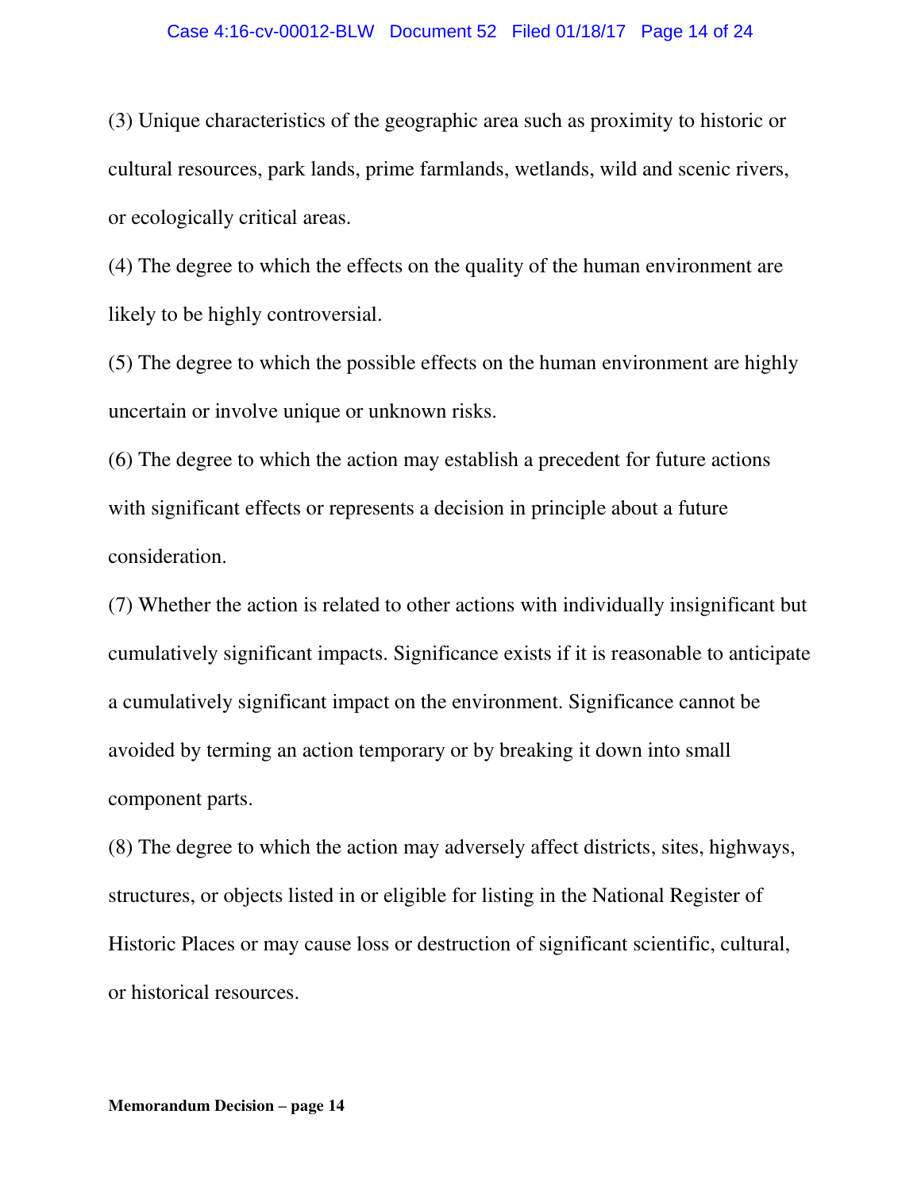(3) Unique characteristics of the geographic area such as proximity to historic or cultural resources, park lands, prime farmlands, wetlands, wild and scenic rivers, or ecologically critical areas.

(4) The degree to which the effects on the quality of the human environment are likely to be highly controversial.

(5) The degree to which the possible effects on the human environment are highly uncertain or involve unique or unknown risks.

(6) The degree to which the action may establish a precedent for future actions with significant effects or represents a decision in principle about a future consideration.

(7) Whether the action is related to other actions with individually insignificant but cumulatively significant impacts. Significance exists if it is reasonable to anticipate a cumulatively significant impact on the environment. Significance cannot be avoided by terming an action temporary or by breaking it down into small component parts.

(8) The degree to which the action may adversely affect districts, sites, highways, structures, or objects listed in or eligible for listing in the National Register of Historic Places or may cause loss or destruction of significant scientific, cultural, or historical resources.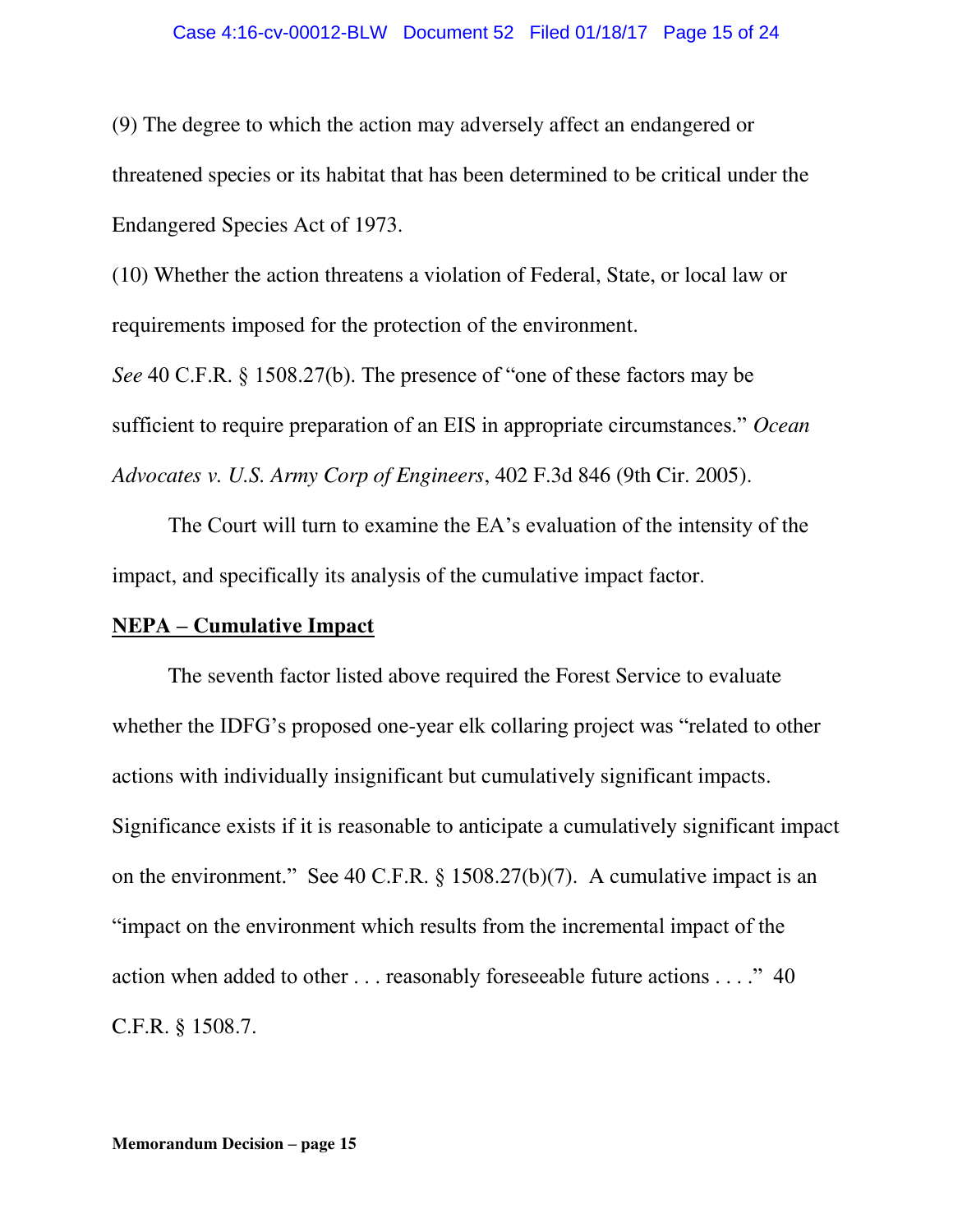(9) The degree to which the action may adversely affect an endangered or threatened species or its habitat that has been determined to be critical under the Endangered Species Act of 1973.

(10) Whether the action threatens a violation of Federal, State, or local law or requirements imposed for the protection of the environment.

*See* 40 C.F.R. § 1508.27(b). The presence of "one of these factors may be sufficient to require preparation of an EIS in appropriate circumstances." *Ocean Advocates v. U.S. Army Corp of Engineers*, 402 F.3d 846 (9th Cir. 2005).

The Court will turn to examine the EA's evaluation of the intensity of the impact, and specifically its analysis of the cumulative impact factor.

**NEPA – Cumulative Impact**

The seventh factor listed above required the Forest Service to evaluate whether the IDFG's proposed one-year elk collaring project was "related to other actions with individually insignificant but cumulatively significant impacts. Significance exists if it is reasonable to anticipate a cumulatively significant impact on the environment." See 40 C.F.R. § 1508.27(b)(7). A cumulative impact is an "impact on the environment which results from the incremental impact of the action when added to other . . . reasonably foreseeable future actions . . . ." 40 C.F.R. § 1508.7.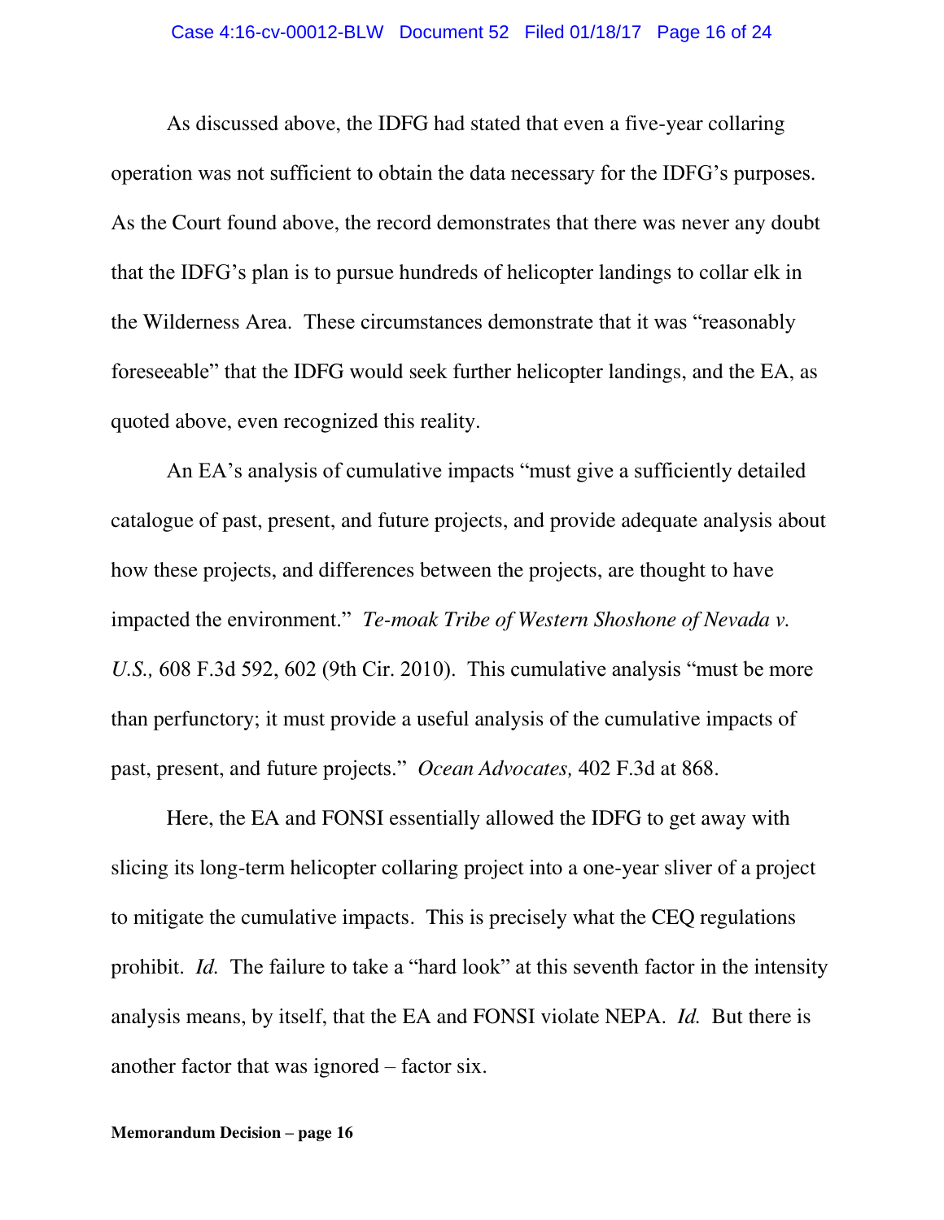As discussed above, the IDFG had stated that even a five-year collaring operation was not sufficient to obtain the data necessary for the IDFG's purposes. As the Court found above, the record demonstrates that there was never any doubt that the IDFG's plan is to pursue hundreds of helicopter landings to collar elk in the Wilderness Area. These circumstances demonstrate that it was "reasonably foreseeable" that the IDFG would seek further helicopter landings, and the EA, as quoted above, even recognized this reality.

An EA's analysis of cumulative impacts "must give a sufficiently detailed catalogue of past, present, and future projects, and provide adequate analysis about how these projects, and differences between the projects, are thought to have impacted the environment." *Te-moak Tribe of Western Shoshone of Nevada v. U.S.,* 608 F.3d 592, 602 (9th Cir. 2010). This cumulative analysis "must be more than perfunctory; it must provide a useful analysis of the cumulative impacts of past, present, and future projects." *Ocean Advocates,* 402 F.3d at 868.

Here, the EA and FONSI essentially allowed the IDFG to get away with slicing its long-term helicopter collaring project into a one-year sliver of a project to mitigate the cumulative impacts. This is precisely what the CEQ regulations prohibit. *Id.* The failure to take a "hard look" at this seventh factor in the intensity analysis means, by itself, that the EA and FONSI violate NEPA. *Id.* But there is another factor that was ignored – factor six.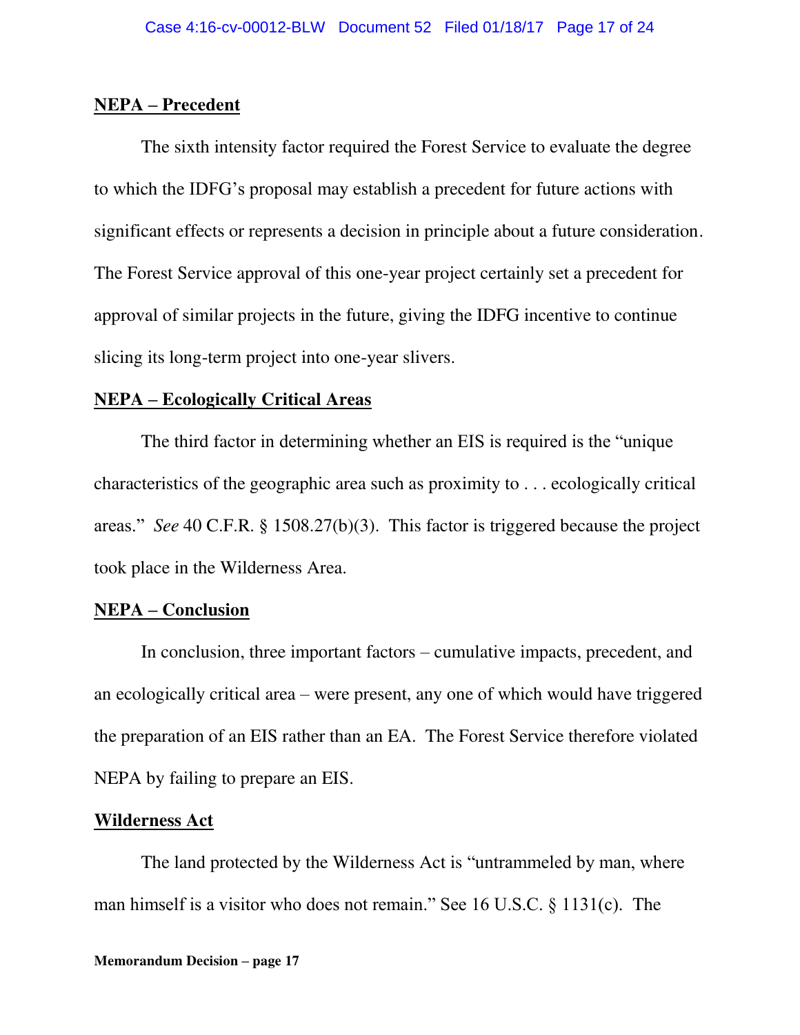**NEPA – Precedent**

The sixth intensity factor required the Forest Service to evaluate the degree to which the IDFG's proposal may establish a precedent for future actions with significant effects or represents a decision in principle about a future consideration. The Forest Service approval of this one-year project certainly set a precedent for approval of similar projects in the future, giving the IDFG incentive to continue slicing its long-term project into one-year slivers.

**NEPA – Ecologically Critical Areas**

The third factor in determining whether an EIS is required is the "unique characteristics of the geographic area such as proximity to . . . ecologically critical areas." *See* 40 C.F.R. § 1508.27(b)(3). This factor is triggered because the project took place in the Wilderness Area.

**NEPA – Conclusion**

In conclusion, three important factors – cumulative impacts, precedent, and an ecologically critical area – were present, any one of which would have triggered the preparation of an EIS rather than an EA. The Forest Service therefore violated NEPA by failing to prepare an EIS.

**Wilderness Act**

The land protected by the Wilderness Act is "untrammeled by man, where man himself is a visitor who does not remain." See 16 U.S.C. § 1131(c). The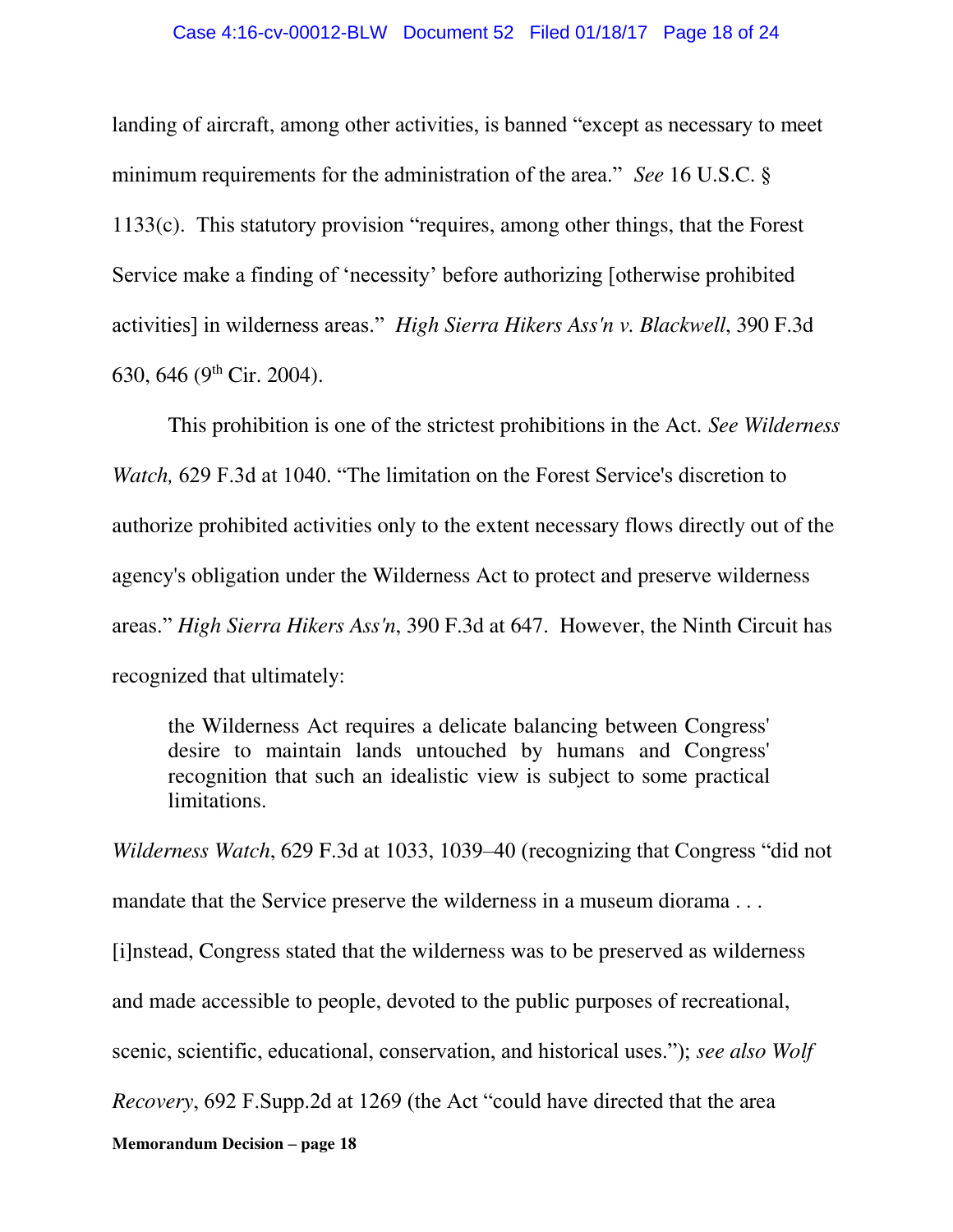landing of aircraft, among other activities, is banned "except as necessary to meet minimum requirements for the administration of the area." *See* 16 U.S.C. § 1133(c). This statutory provision "requires, among other things, that the Forest Service make a finding of 'necessity' before authorizing [otherwise prohibited activities] in wilderness areas." *High Sierra Hikers Ass'n v. Blackwell*, 390 F.3d 630, 646 (9th Cir. 2004).

This prohibition is one of the strictest prohibitions in the Act. *See Wilderness Watch,* 629 F.3d at 1040. "The limitation on the Forest Service's discretion to authorize prohibited activities only to the extent necessary flows directly out of the agency's obligation under the Wilderness Act to protect and preserve wilderness areas." *High Sierra Hikers Ass'n*, 390 F.3d at 647. However, the Ninth Circuit has recognized that ultimately:

> the Wilderness Act requires a delicate balancing between Congress' desire to maintain lands untouched by humans and Congress' recognition that such an idealistic view is subject to some practical limitations.

*Wilderness Watch*, 629 F.3d at 1033, 1039–40 (recognizing that Congress "did not mandate that the Service preserve the wilderness in a museum diorama . . . [i]nstead, Congress stated that the wilderness was to be preserved as wilderness and made accessible to people, devoted to the public purposes of recreational, scenic, scientific, educational, conservation, and historical uses."); *see also Wolf Recovery*, 692 F.Supp.2d at 1269 (the Act "could have directed that the area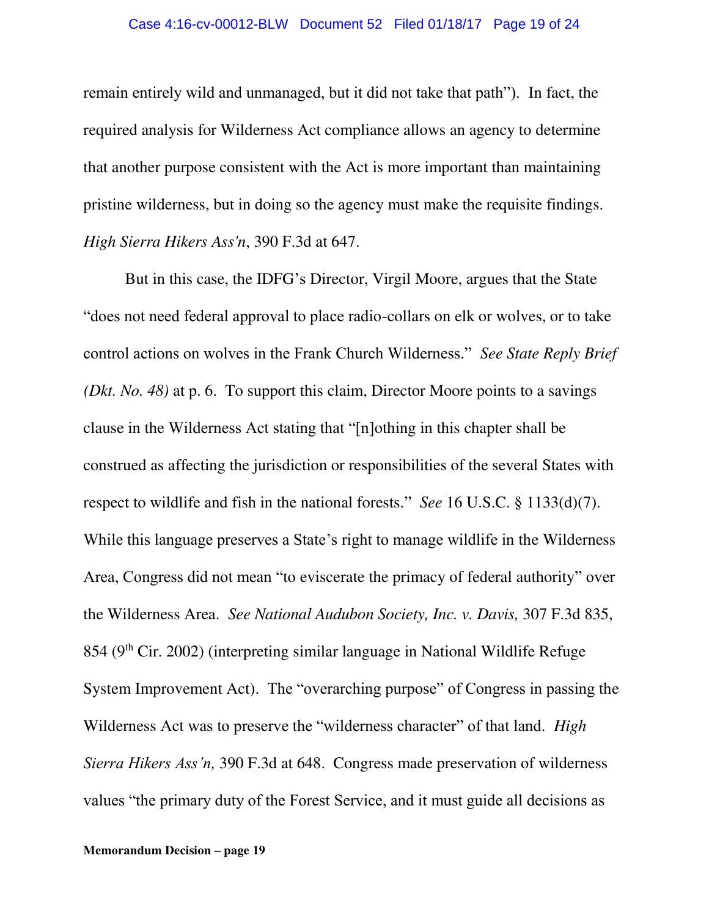remain entirely wild and unmanaged, but it did not take that path"). In fact, the required analysis for Wilderness Act compliance allows an agency to determine that another purpose consistent with the Act is more important than maintaining pristine wilderness, but in doing so the agency must make the requisite findings. *High Sierra Hikers Ass'n*, 390 F.3d at 647.

But in this case, the IDFG's Director, Virgil Moore, argues that the State "does not need federal approval to place radio-collars on elk or wolves, or to take control actions on wolves in the Frank Church Wilderness." *See State Reply Brief (Dkt. No. 48)* at p. 6. To support this claim, Director Moore points to a savings clause in the Wilderness Act stating that "[n]othing in this chapter shall be construed as affecting the jurisdiction or responsibilities of the several States with respect to wildlife and fish in the national forests." *See* 16 U.S.C. § 1133(d)(7). While this language preserves a State's right to manage wildlife in the Wilderness Area, Congress did not mean "to eviscerate the primacy of federal authority" over the Wilderness Area. *See National Audubon Society, Inc. v. Davis,* 307 F.3d 835, 854 (9th Cir. 2002) (interpreting similar language in National Wildlife Refuge System Improvement Act). The "overarching purpose" of Congress in passing the Wilderness Act was to preserve the "wilderness character" of that land. *High Sierra Hikers Ass'n,* 390 F.3d at 648. Congress made preservation of wilderness values "the primary duty of the Forest Service, and it must guide all decisions as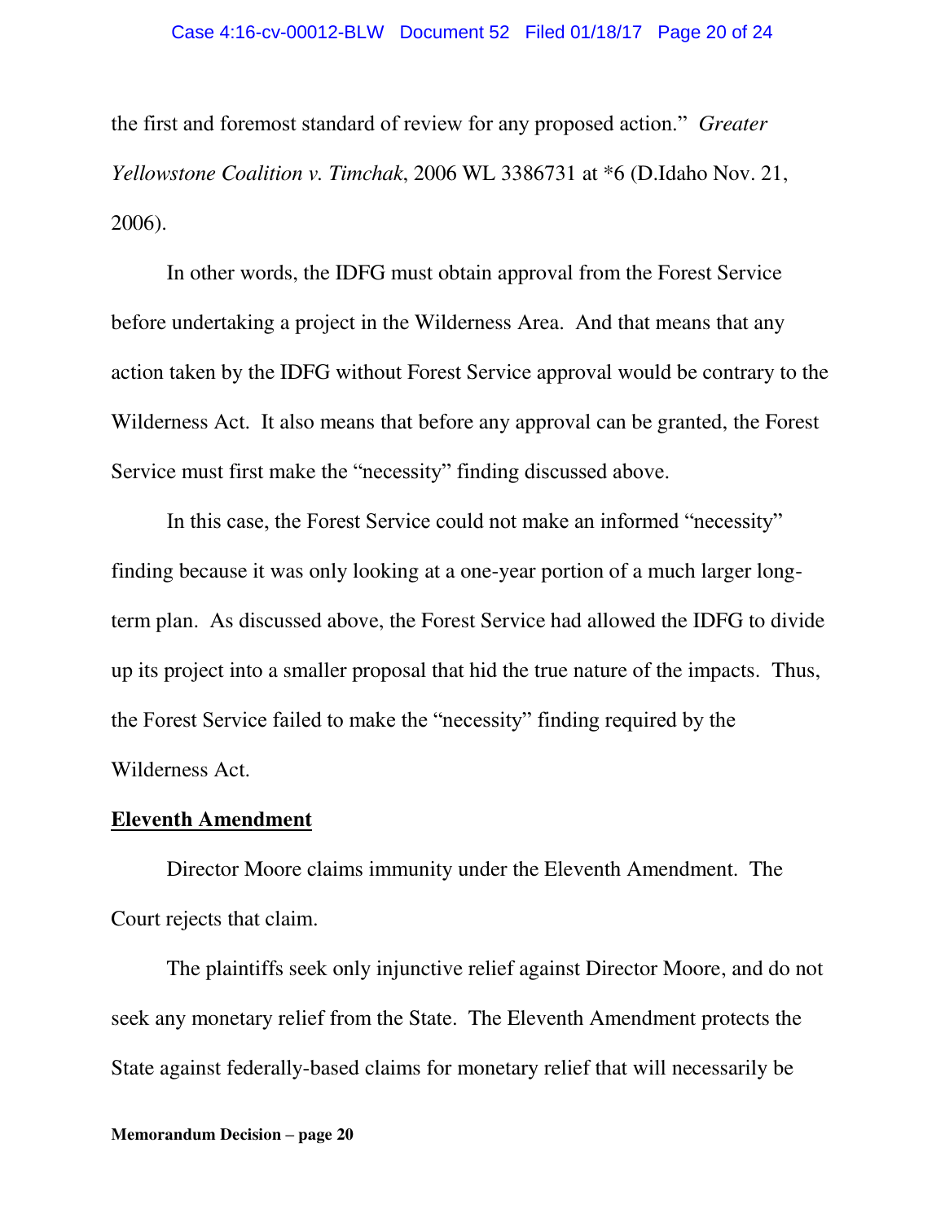the first and foremost standard of review for any proposed action." *Greater Yellowstone Coalition v. Timchak*, 2006 WL 3386731 at *6 (D.Idaho Nov. 21, 2006).

In other words, the IDFG must obtain approval from the Forest Service before undertaking a project in the Wilderness Area. And that means that any action taken by the IDFG without Forest Service approval would be contrary to the Wilderness Act. It also means that before any approval can be granted, the Forest Service must first make the "necessity" finding discussed above.

In this case, the Forest Service could not make an informed "necessity" finding because it was only looking at a one-year portion of a much larger long-term plan. As discussed above, the Forest Service had allowed the IDFG to divide up its project into a smaller proposal that hid the true nature of the impacts. Thus, the Forest Service failed to make the "necessity" finding required by the Wilderness Act.

**Eleventh Amendment**

Director Moore claims immunity under the Eleventh Amendment. The Court rejects that claim.

The plaintiffs seek only injunctive relief against Director Moore, and do not seek any monetary relief from the State. The Eleventh Amendment protects the State against federally-based claims for monetary relief that will necessarily be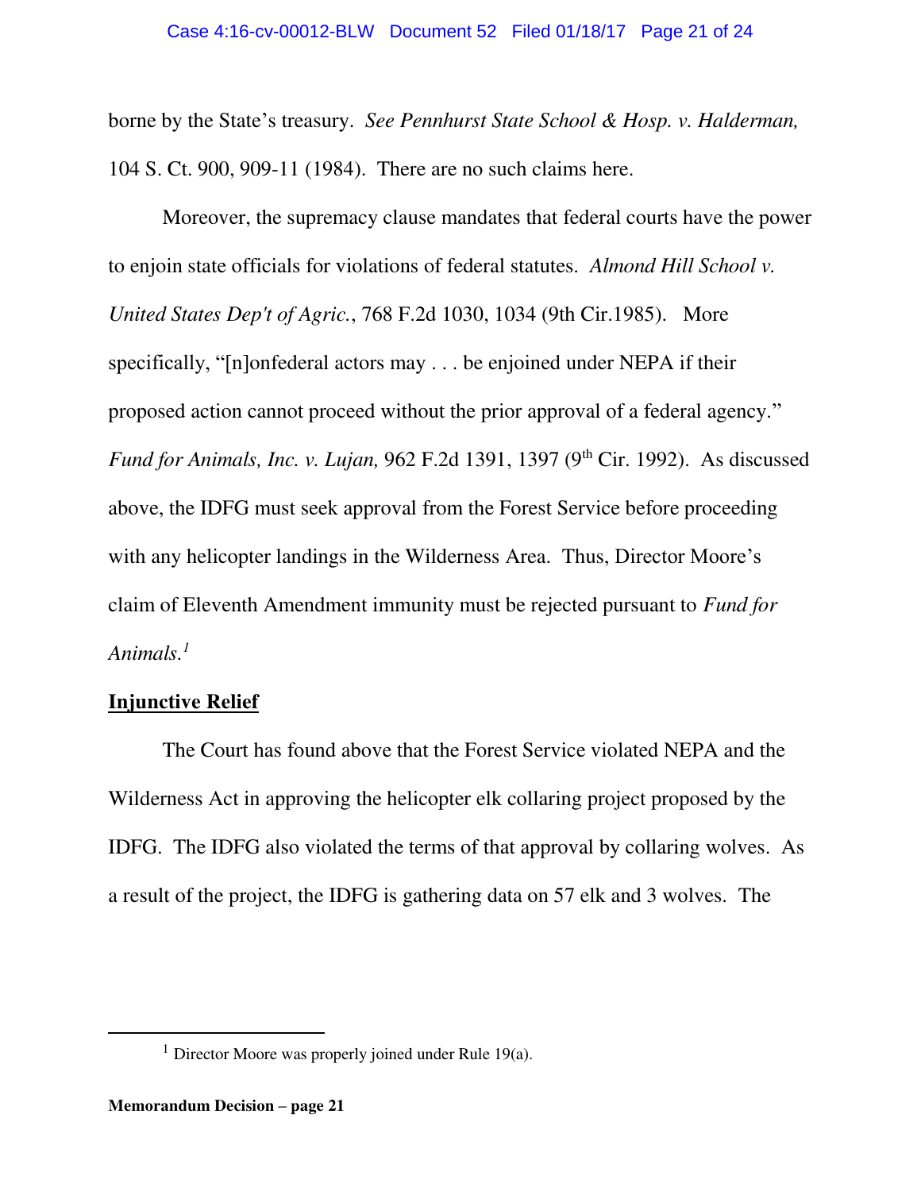borne by the State's treasury. *See Pennhurst State School & Hosp. v. Halderman,* 104 S. Ct. 900, 909-11 (1984). There are no such claims here.

Moreover, the supremacy clause mandates that federal courts have the power to enjoin state officials for violations of federal statutes. *Almond Hill School v. United States Dep't of Agric.*, 768 F.2d 1030, 1034 (9th Cir.1985). More specifically, "[n]onfederal actors may . . . be enjoined under NEPA if their proposed action cannot proceed without the prior approval of a federal agency." *Fund for Animals, Inc. v. Lujan,* 962 F.2d 1391, 1397 (9th Cir. 1992). As discussed above, the IDFG must seek approval from the Forest Service before proceeding with any helicopter landings in the Wilderness Area. Thus, Director Moore's claim of Eleventh Amendment immunity must be rejected pursuant to *Fund for Animals.*[1]

**<u>Injunctive Relief</u>**

The Court has found above that the Forest Service violated NEPA and the Wilderness Act in approving the helicopter elk collaring project proposed by the IDFG. The IDFG also violated the terms of that approval by collaring wolves. As a result of the project, the IDFG is gathering data on 57 elk and 3 wolves. The

---

[1] Director Moore was properly joined under Rule 19(a).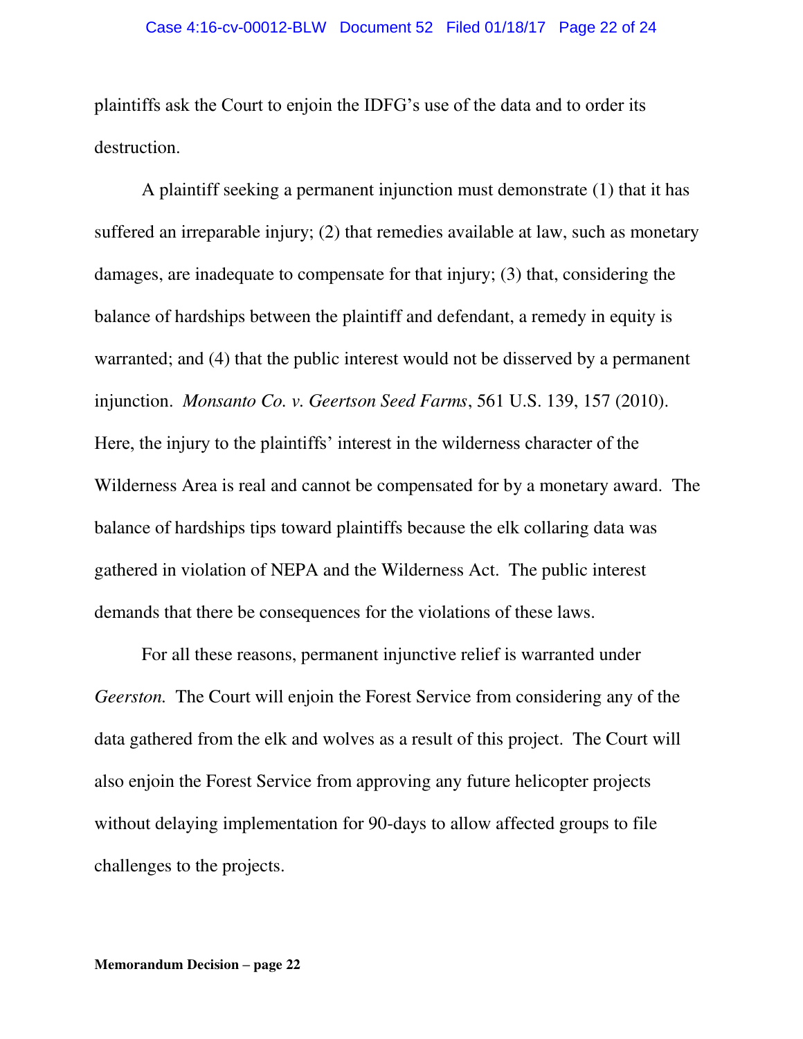plaintiffs ask the Court to enjoin the IDFG's use of the data and to order its destruction.

A plaintiff seeking a permanent injunction must demonstrate (1) that it has suffered an irreparable injury; (2) that remedies available at law, such as monetary damages, are inadequate to compensate for that injury; (3) that, considering the balance of hardships between the plaintiff and defendant, a remedy in equity is warranted; and (4) that the public interest would not be disserved by a permanent injunction. *Monsanto Co. v. Geertson Seed Farms*, 561 U.S. 139, 157 (2010). Here, the injury to the plaintiffs' interest in the wilderness character of the Wilderness Area is real and cannot be compensated for by a monetary award. The balance of hardships tips toward plaintiffs because the elk collaring data was gathered in violation of NEPA and the Wilderness Act. The public interest demands that there be consequences for the violations of these laws.

For all these reasons, permanent injunctive relief is warranted under *Geerston.* The Court will enjoin the Forest Service from considering any of the data gathered from the elk and wolves as a result of this project. The Court will also enjoin the Forest Service from approving any future helicopter projects without delaying implementation for 90-days to allow affected groups to file challenges to the projects.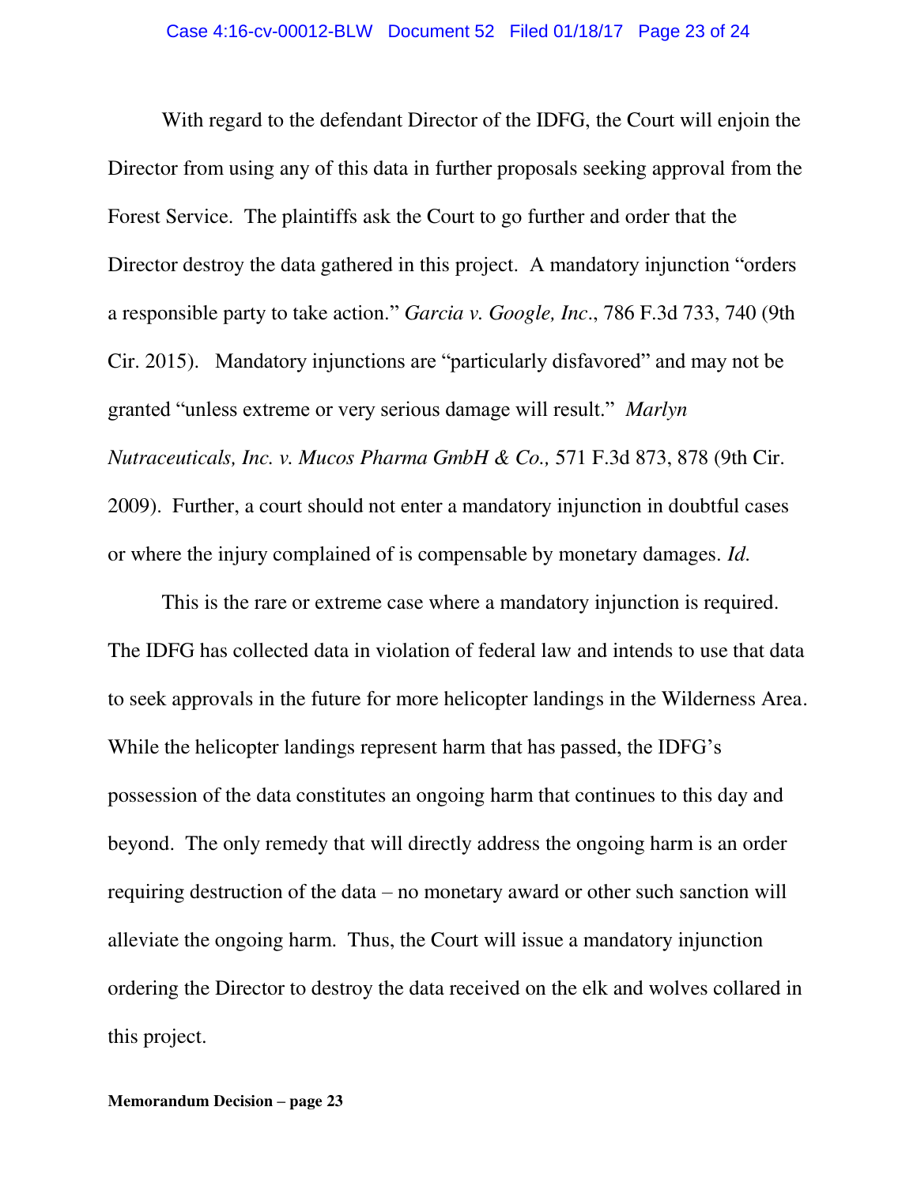With regard to the defendant Director of the IDFG, the Court will enjoin the Director from using any of this data in further proposals seeking approval from the Forest Service. The plaintiffs ask the Court to go further and order that the Director destroy the data gathered in this project. A mandatory injunction "orders a responsible party to take action." *Garcia v. Google, Inc*., 786 F.3d 733, 740 (9th Cir. 2015). Mandatory injunctions are "particularly disfavored" and may not be granted "unless extreme or very serious damage will result." *Marlyn Nutraceuticals, Inc. v. Mucos Pharma GmbH & Co.,* 571 F.3d 873, 878 (9th Cir. 2009). Further, a court should not enter a mandatory injunction in doubtful cases or where the injury complained of is compensable by monetary damages. *Id.*

This is the rare or extreme case where a mandatory injunction is required. The IDFG has collected data in violation of federal law and intends to use that data to seek approvals in the future for more helicopter landings in the Wilderness Area. While the helicopter landings represent harm that has passed, the IDFG's possession of the data constitutes an ongoing harm that continues to this day and beyond. The only remedy that will directly address the ongoing harm is an order requiring destruction of the data – no monetary award or other such sanction will alleviate the ongoing harm. Thus, the Court will issue a mandatory injunction ordering the Director to destroy the data received on the elk and wolves collared in this project.

**Memorandum Decision – page 23**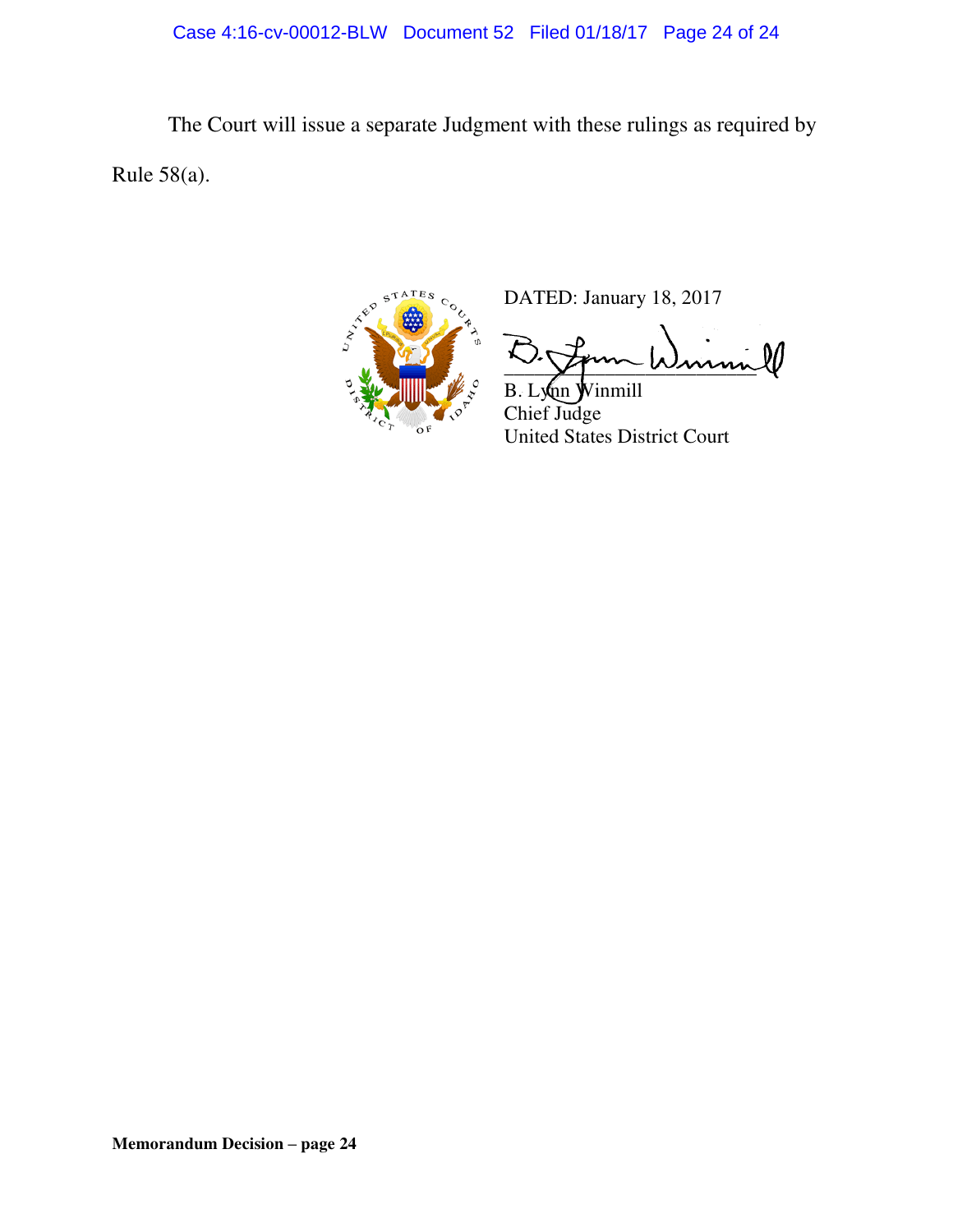The Court will issue a separate Judgment with these rulings as required by Rule 58(a).

DATED: January 18, 2017

B. Lynn Winmill
Chief Judge
United States District Court

**Memorandum Decision – page 24**